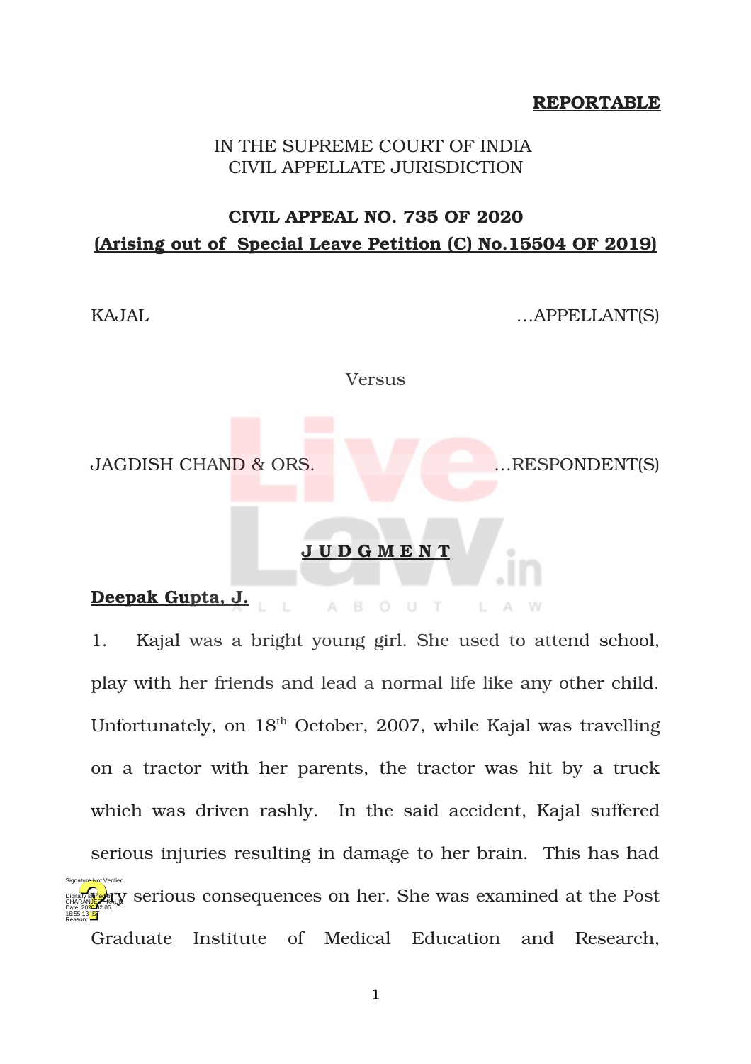**REPORTABLE**

IN THE SUPREME COURT OF INDIA
CIVIL APPELLATE JURISDICTION

**CIVIL APPEAL NO. 735 OF 2020**
**(Arising out of Special Leave Petition (C) No.15504 OF 2019)**

KAJAL …APPELLANT(S)

Versus

JAGDISH CHAND & ORS. …RESPONDENT(S)

**J U D G M E N T**

**Deepak Gupta, J.**

1. Kajal was a bright young girl. She used to attend school, play with her friends and lead a normal life like any other child. Unfortunately, on 18th October, 2007, while Kajal was travelling on a tractor with her parents, the tractor was hit by a truck which was driven rashly. In the said accident, Kajal suffered serious injuries resulting in damage to her brain. This has had very serious consequences on her. She was examined at the Post Graduate Institute of Medical Education and Research,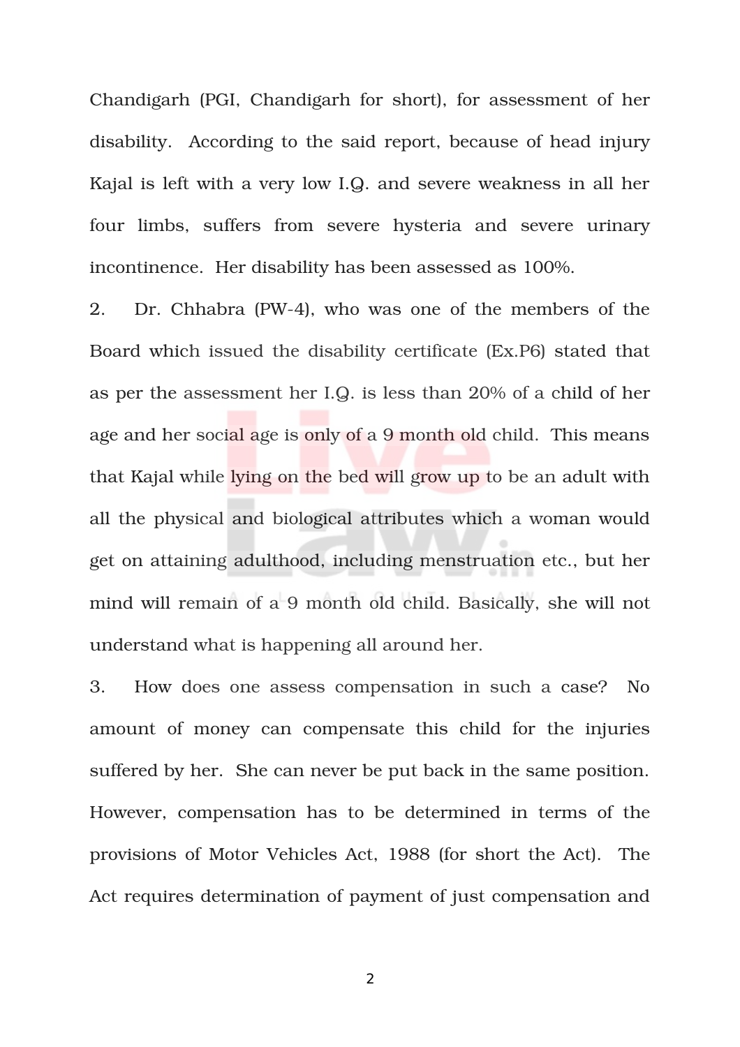Chandigarh (PGI, Chandigarh for short), for assessment of her disability. According to the said report, because of head injury Kajal is left with a very low I.Q. and severe weakness in all her four limbs, suffers from severe hysteria and severe urinary incontinence. Her disability has been assessed as 100%.

2. Dr. Chhabra (PW-4), who was one of the members of the Board which issued the disability certificate (Ex.P6) stated that as per the assessment her I.Q. is less than 20% of a child of her age and her social age is only of a 9 month old child. This means that Kajal while lying on the bed will grow up to be an adult with all the physical and biological attributes which a woman would get on attaining adulthood, including menstruation etc., but her mind will remain of a 9 month old child. Basically, she will not understand what is happening all around her.

3. How does one assess compensation in such a case? No amount of money can compensate this child for the injuries suffered by her. She can never be put back in the same position. However, compensation has to be determined in terms of the provisions of Motor Vehicles Act, 1988 (for short the Act). The Act requires determination of payment of just compensation and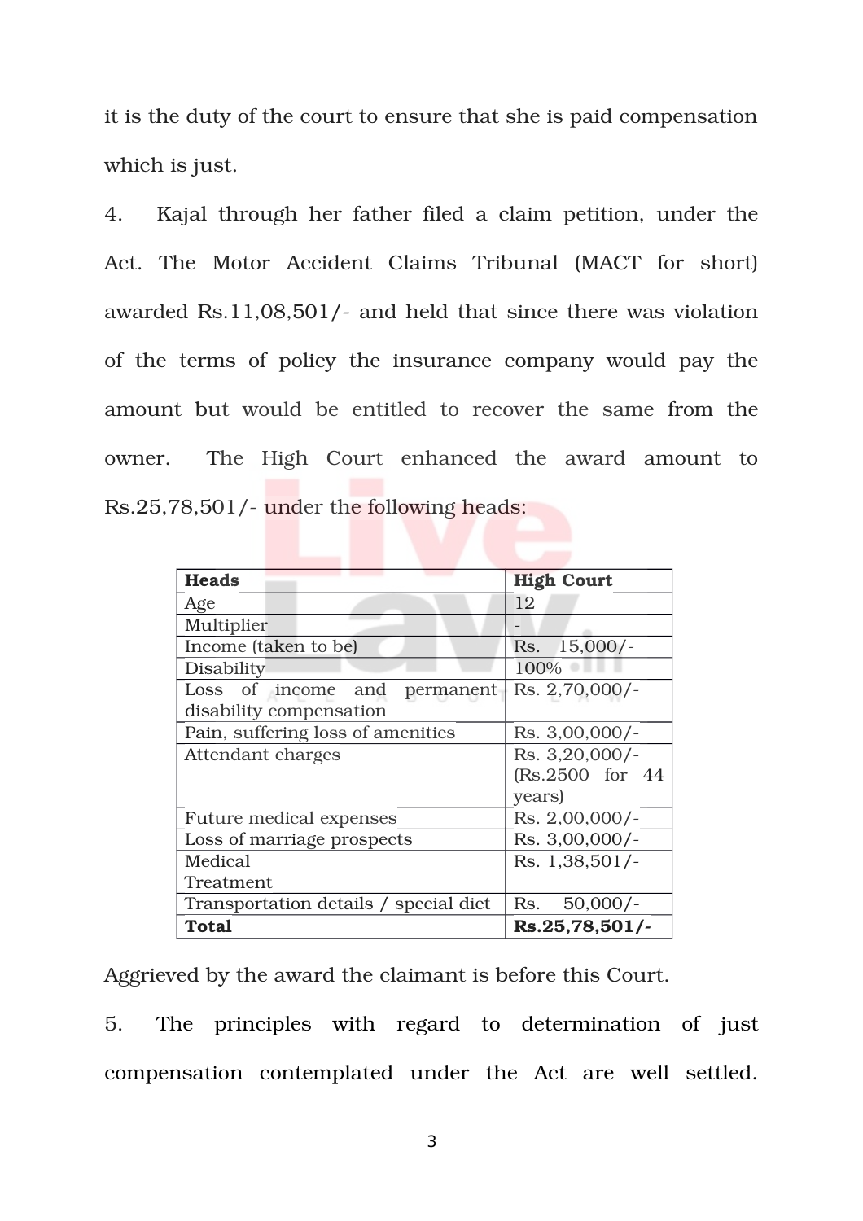it is the duty of the court to ensure that she is paid compensation which is just.

4. Kajal through her father filed a claim petition, under the Act. The Motor Accident Claims Tribunal (MACT for short) awarded Rs.11,08,501/- and held that since there was violation of the terms of policy the insurance company would pay the amount but would be entitled to recover the same from the owner. The High Court enhanced the award amount to Rs.25,78,501/- under the following heads:

| **Heads** | **High Court** |
|---|---|
| Age | 12 |
| Multiplier | - |
| Income (taken to be) | Rs. 15,000/- |
| Disability | 100% |
| Loss of income and permanent disability compensation | Rs. 2,70,000/- |
| Pain, suffering loss of amenities | Rs. 3,00,000/- |
| Attendant charges | Rs. 3,20,000/- (Rs.2500 for 44 years) |
| Future medical expenses | Rs. 2,00,000/- |
| Loss of marriage prospects | Rs. 3,00,000/- |
| Medical Treatment | Rs. 1,38,501/- |
| Transportation details / special diet | Rs. 50,000/- |
| **Total** | **Rs.25,78,501/-** |

Aggrieved by the award the claimant is before this Court.

5. The principles with regard to determination of just compensation contemplated under the Act are well settled.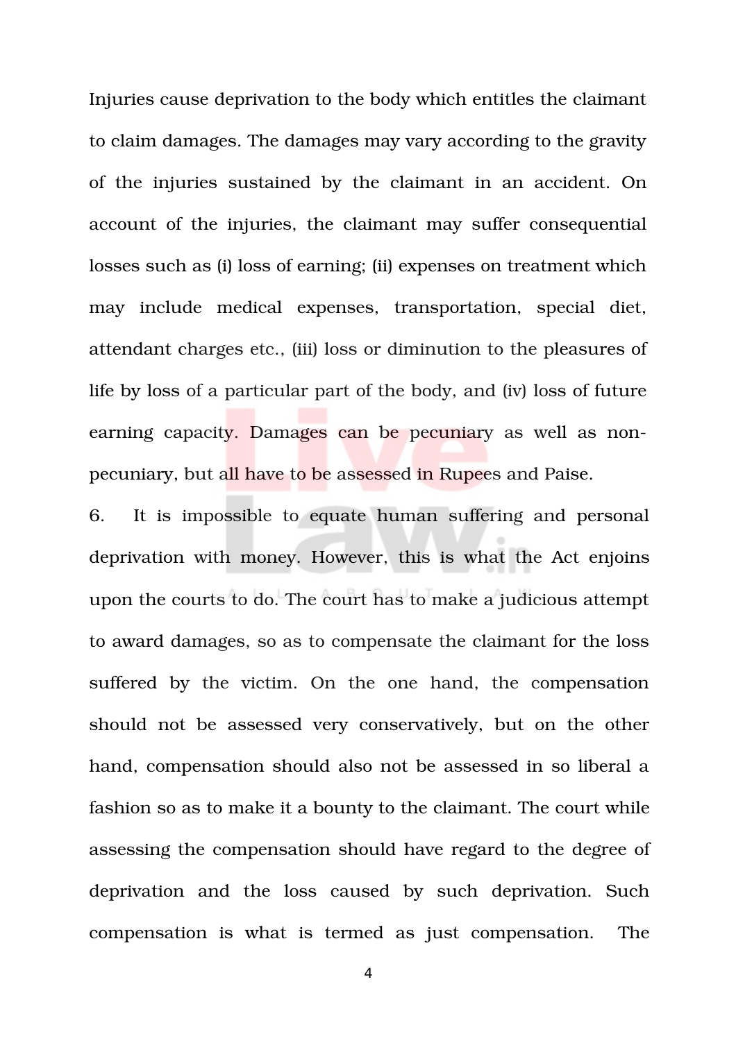Injuries cause deprivation to the body which entitles the claimant to claim damages. The damages may vary according to the gravity of the injuries sustained by the claimant in an accident. On account of the injuries, the claimant may suffer consequential losses such as (i) loss of earning; (ii) expenses on treatment which may include medical expenses, transportation, special diet, attendant charges etc., (iii) loss or diminution to the pleasures of life by loss of a particular part of the body, and (iv) loss of future earning capacity. Damages can be pecuniary as well as non-pecuniary, but all have to be assessed in Rupees and Paise.

6. It is impossible to equate human suffering and personal deprivation with money. However, this is what the Act enjoins upon the courts to do. The court has to make a judicious attempt to award damages, so as to compensate the claimant for the loss suffered by the victim. On the one hand, the compensation should not be assessed very conservatively, but on the other hand, compensation should also not be assessed in so liberal a fashion so as to make it a bounty to the claimant. The court while assessing the compensation should have regard to the degree of deprivation and the loss caused by such deprivation. Such compensation is what is termed as just compensation. The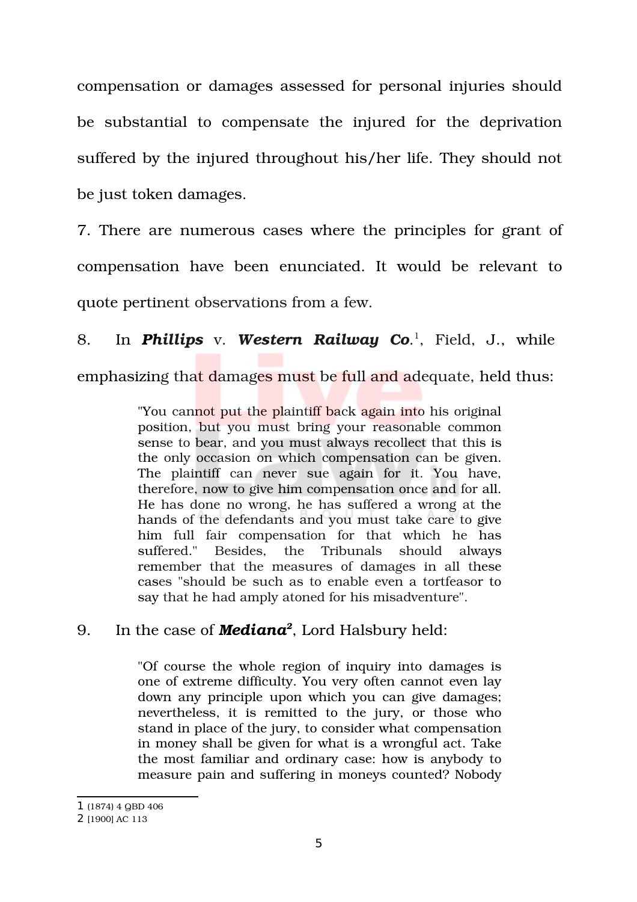compensation or damages assessed for personal injuries should be substantial to compensate the injured for the deprivation suffered by the injured throughout his/her life. They should not be just token damages.

7. There are numerous cases where the principles for grant of compensation have been enunciated. It would be relevant to quote pertinent observations from a few.

8. In ***Phillips*** v. ***Western Railway Co***.[1], Field, J., while emphasizing that damages must be full and adequate, held thus:

> "You cannot put the plaintiff back again into his original position, but you must bring your reasonable common sense to bear, and you must always recollect that this is the only occasion on which compensation can be given. The plaintiff can never sue again for it. You have, therefore, now to give him compensation once and for all. He has done no wrong, he has suffered a wrong at the hands of the defendants and you must take care to give him full fair compensation for that which he has suffered." Besides, the Tribunals should always remember that the measures of damages in all these cases "should be such as to enable even a tortfeasor to say that he had amply atoned for his misadventure".

9. In the case of ***Mediana***[2], Lord Halsbury held:

> "Of course the whole region of inquiry into damages is one of extreme difficulty. You very often cannot even lay down any principle upon which you can give damages; nevertheless, it is remitted to the jury, or those who stand in place of the jury, to consider what compensation in money shall be given for what is a wrongful act. Take the most familiar and ordinary case: how is anybody to measure pain and suffering in moneys counted? Nobody

---

[1] (1874) 4 QBD 406

[2] [1900] AC 113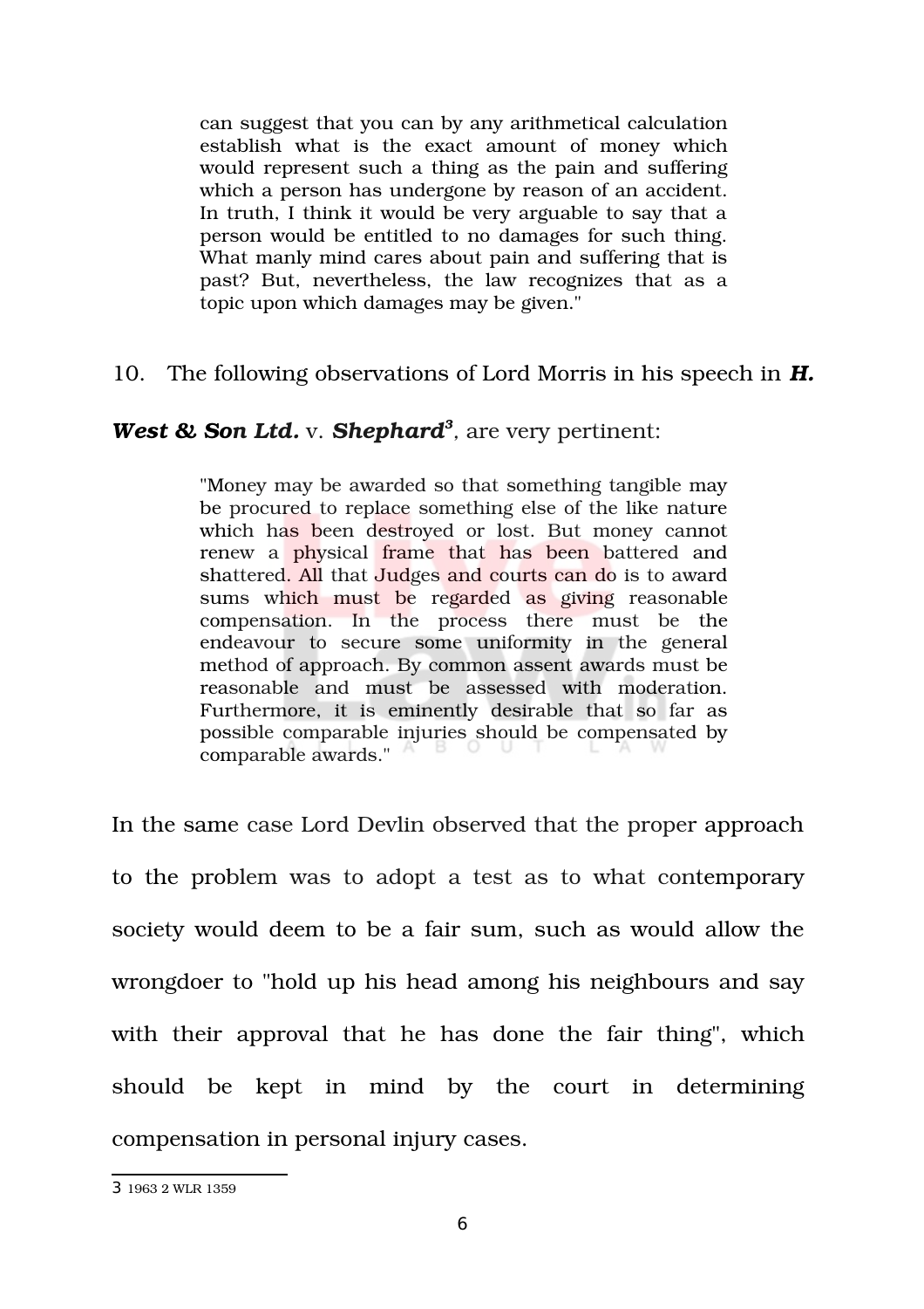> can suggest that you can by any arithmetical calculation establish what is the exact amount of money which would represent such a thing as the pain and suffering which a person has undergone by reason of an accident. In truth, I think it would be very arguable to say that a person would be entitled to no damages for such thing. What manly mind cares about pain and suffering that is past? But, nevertheless, the law recognizes that as a topic upon which damages may be given."

10. The following observations of Lord Morris in his speech in ***H. West & Son Ltd.*** v. ***Shephard***[3], are very pertinent:

> "Money may be awarded so that something tangible may be procured to replace something else of the like nature which has been destroyed or lost. But money cannot renew a physical frame that has been battered and shattered. All that Judges and courts can do is to award sums which must be regarded as giving reasonable compensation. In the process there must be the endeavour to secure some uniformity in the general method of approach. By common assent awards must be reasonable and must be assessed with moderation. Furthermore, it is eminently desirable that so far as possible comparable injuries should be compensated by comparable awards."

In the same case Lord Devlin observed that the proper approach to the problem was to adopt a test as to what contemporary society would deem to be a fair sum, such as would allow the wrongdoer to "hold up his head among his neighbours and say with their approval that he has done the fair thing", which should be kept in mind by the court in determining compensation in personal injury cases.

---

3 1963 2 WLR 1359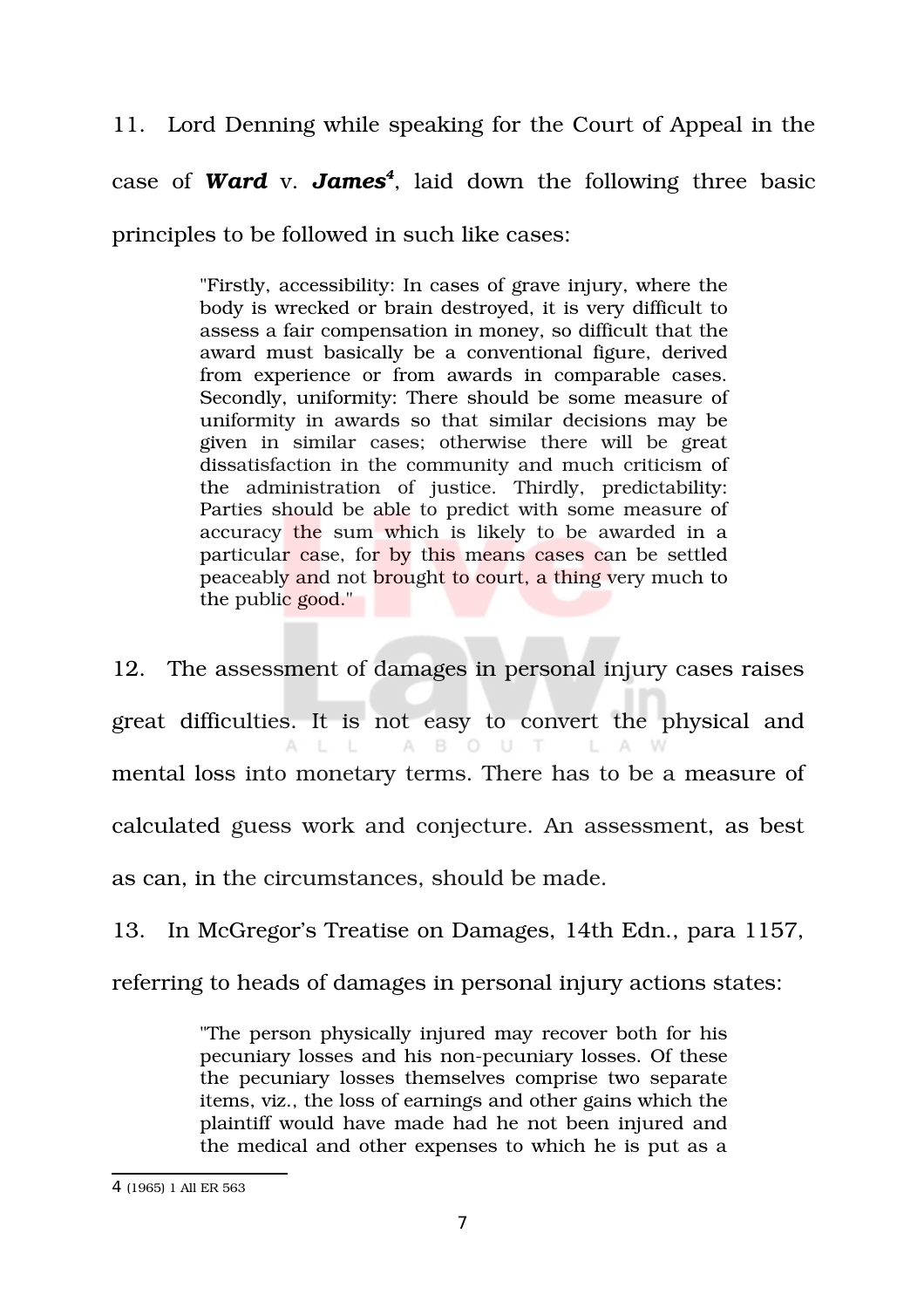11. Lord Denning while speaking for the Court of Appeal in the case of ***Ward*** v. ***James***[4], laid down the following three basic principles to be followed in such like cases:

> "Firstly, accessibility: In cases of grave injury, where the body is wrecked or brain destroyed, it is very difficult to assess a fair compensation in money, so difficult that the award must basically be a conventional figure, derived from experience or from awards in comparable cases. Secondly, uniformity: There should be some measure of uniformity in awards so that similar decisions may be given in similar cases; otherwise there will be great dissatisfaction in the community and much criticism of the administration of justice. Thirdly, predictability: Parties should be able to predict with some measure of accuracy the sum which is likely to be awarded in a particular case, for by this means cases can be settled peaceably and not brought to court, a thing very much to the public good."

12. The assessment of damages in personal injury cases raises great difficulties. It is not easy to convert the physical and mental loss into monetary terms. There has to be a measure of calculated guess work and conjecture. An assessment, as best as can, in the circumstances, should be made.

13. In McGregor's Treatise on Damages, 14th Edn., para 1157, referring to heads of damages in personal injury actions states:

> "The person physically injured may recover both for his pecuniary losses and his non-pecuniary losses. Of these the pecuniary losses themselves comprise two separate items, viz., the loss of earnings and other gains which the plaintiff would have made had he not been injured and the medical and other expenses to which he is put as a

---

4 (1965) 1 All ER 563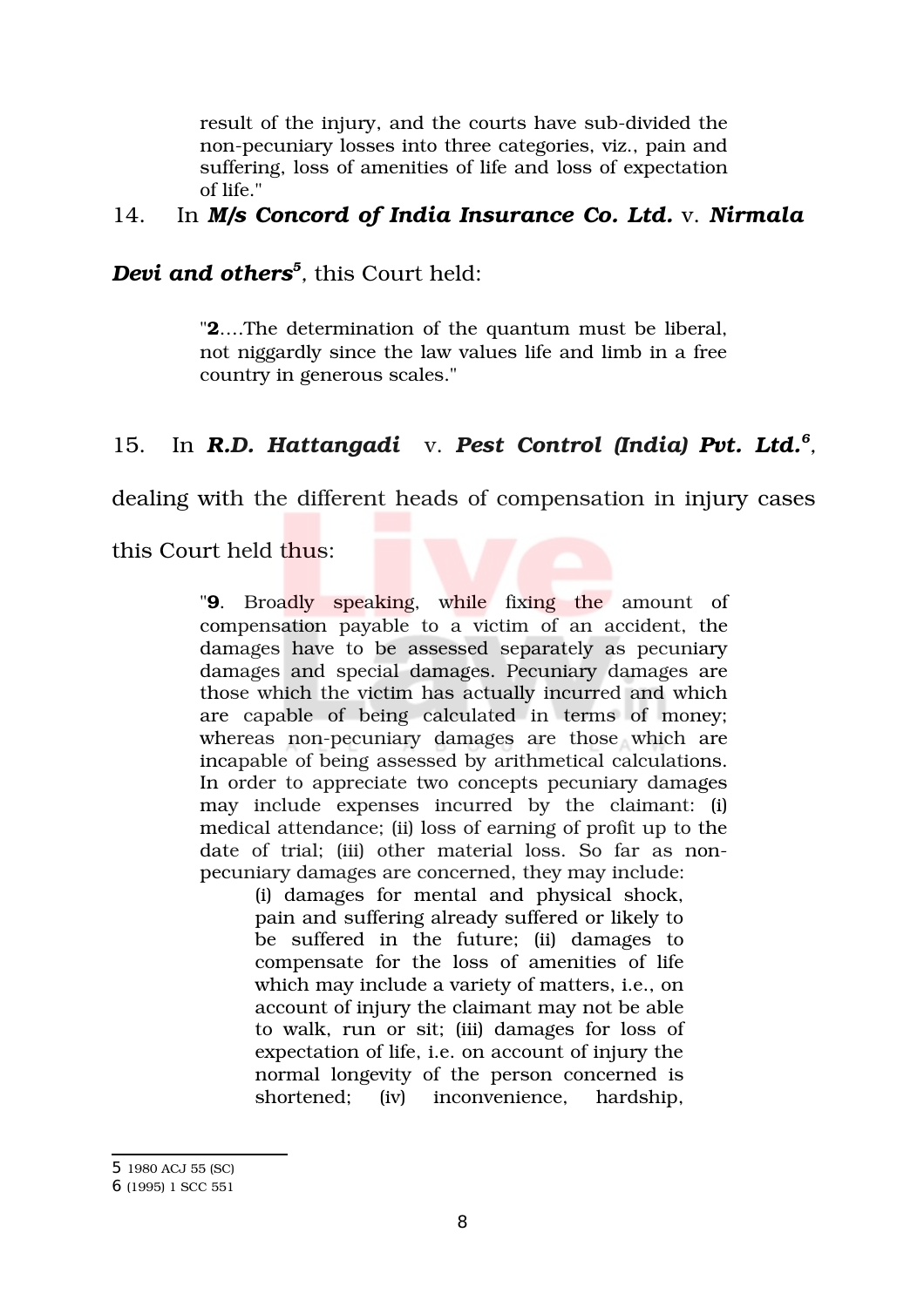result of the injury, and the courts have sub-divided the non-pecuniary losses into three categories, viz., pain and suffering, loss of amenities of life and loss of expectation of life."

14. In ***M/s Concord of India Insurance Co. Ltd.*** v. ***Nirmala Devi and others***[5], this Court held:

> "**2**....The determination of the quantum must be liberal, not niggardly since the law values life and limb in a free country in generous scales."

15. In ***R.D. Hattangadi*** v. ***Pest Control (India) Pvt. Ltd.***[6], dealing with the different heads of compensation in injury cases this Court held thus:

> "**9**. Broadly speaking, while fixing the amount of compensation payable to a victim of an accident, the damages have to be assessed separately as pecuniary damages and special damages. Pecuniary damages are those which the victim has actually incurred and which are capable of being calculated in terms of money; whereas non-pecuniary damages are those which are incapable of being assessed by arithmetical calculations. In order to appreciate two concepts pecuniary damages may include expenses incurred by the claimant: (i) medical attendance; (ii) loss of earning of profit up to the date of trial; (iii) other material loss. So far as non-pecuniary damages are concerned, they may include:
>
> > (i) damages for mental and physical shock, pain and suffering already suffered or likely to be suffered in the future; (ii) damages to compensate for the loss of amenities of life which may include a variety of matters, i.e., on account of injury the claimant may not be able to walk, run or sit; (iii) damages for loss of expectation of life, i.e. on account of injury the normal longevity of the person concerned is shortened; (iv) inconvenience, hardship,

---

5 1980 ACJ 55 (SC)

6 (1995) 1 SCC 551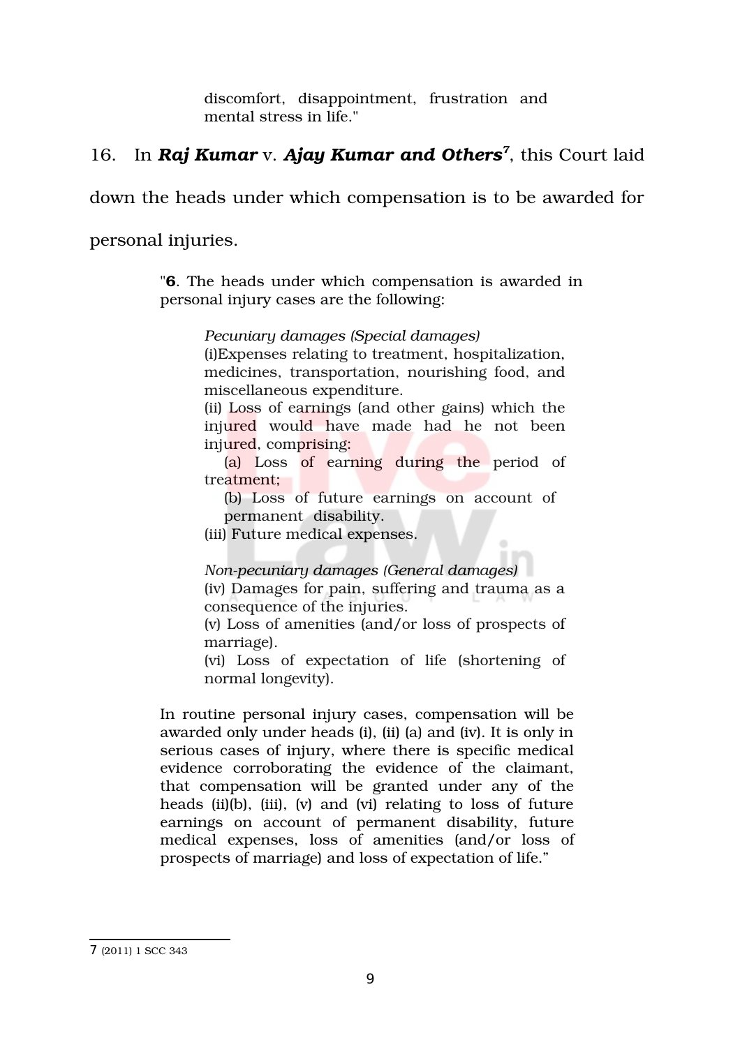> discomfort, disappointment, frustration and mental stress in life."

16. In ***Raj Kumar*** v. ***Ajay Kumar and Others***[7], this Court laid down the heads under which compensation is to be awarded for personal injuries.

> "**6**. The heads under which compensation is awarded in personal injury cases are the following:
>
> > *Pecuniary damages (Special damages)*
> > (i)Expenses relating to treatment, hospitalization, medicines, transportation, nourishing food, and miscellaneous expenditure.
> > (ii) Loss of earnings (and other gains) which the injured would have made had he not been injured, comprising:
> > (a) Loss of earning during the period of treatment;
> > (b) Loss of future earnings on account of permanent disability.
> > (iii) Future medical expenses.
> >
> > *Non-pecuniary damages (General damages)*
> > (iv) Damages for pain, suffering and trauma as a consequence of the injuries.
> > (v) Loss of amenities (and/or loss of prospects of marriage).
> > (vi) Loss of expectation of life (shortening of normal longevity).
>
> In routine personal injury cases, compensation will be awarded only under heads (i), (ii) (a) and (iv). It is only in serious cases of injury, where there is specific medical evidence corroborating the evidence of the claimant, that compensation will be granted under any of the heads (ii)(b), (iii), (v) and (vi) relating to loss of future earnings on account of permanent disability, future medical expenses, loss of amenities (and/or loss of prospects of marriage) and loss of expectation of life."

---

7 (2011) 1 SCC 343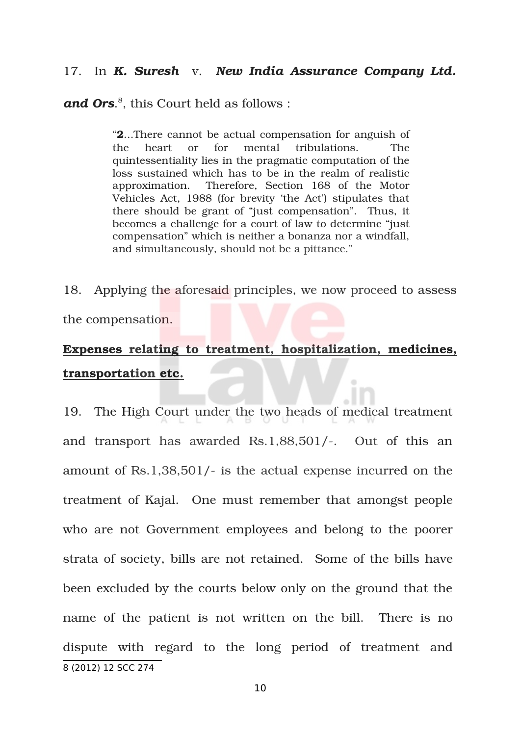17. In ***K. Suresh*** v. ***New India Assurance Company Ltd. and Ors***.[8], this Court held as follows :

> "**2**...There cannot be actual compensation for anguish of the heart or for mental tribulations. The quintessentiality lies in the pragmatic computation of the loss sustained which has to be in the realm of realistic approximation. Therefore, Section 168 of the Motor Vehicles Act, 1988 (for brevity 'the Act') stipulates that there should be grant of "just compensation". Thus, it becomes a challenge for a court of law to determine "just compensation" which is neither a bonanza nor a windfall, and simultaneously, should not be a pittance."

18. Applying the aforesaid principles, we now proceed to assess the compensation.

**Expenses relating to treatment, hospitalization, medicines, transportation etc.**

19. The High Court under the two heads of medical treatment and transport has awarded Rs.1,88,501/-. Out of this an amount of Rs.1,38,501/- is the actual expense incurred on the treatment of Kajal. One must remember that amongst people who are not Government employees and belong to the poorer strata of society, bills are not retained. Some of the bills have been excluded by the courts below only on the ground that the name of the patient is not written on the bill. There is no dispute with regard to the long period of treatment and

8 (2012) 12 SCC 274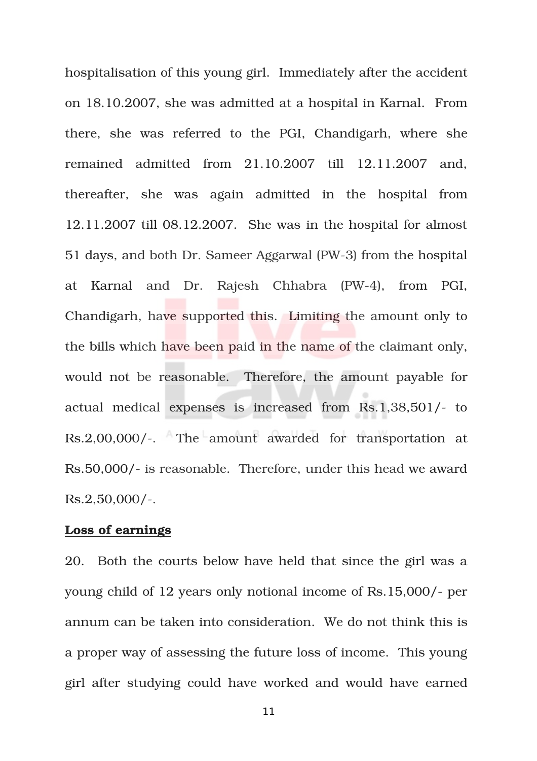hospitalisation of this young girl. Immediately after the accident on 18.10.2007, she was admitted at a hospital in Karnal. From there, she was referred to the PGI, Chandigarh, where she remained admitted from 21.10.2007 till 12.11.2007 and, thereafter, she was again admitted in the hospital from 12.11.2007 till 08.12.2007. She was in the hospital for almost 51 days, and both Dr. Sameer Aggarwal (PW-3) from the hospital at Karnal and Dr. Rajesh Chhabra (PW-4), from PGI, Chandigarh, have supported this. Limiting the amount only to the bills which have been paid in the name of the claimant only, would not be reasonable. Therefore, the amount payable for actual medical expenses is increased from Rs.1,38,501/- to Rs.2,00,000/-. The amount awarded for transportation at Rs.50,000/- is reasonable. Therefore, under this head we award Rs.2,50,000/-.

**Loss of earnings**

20. Both the courts below have held that since the girl was a young child of 12 years only notional income of Rs.15,000/- per annum can be taken into consideration. We do not think this is a proper way of assessing the future loss of income. This young girl after studying could have worked and would have earned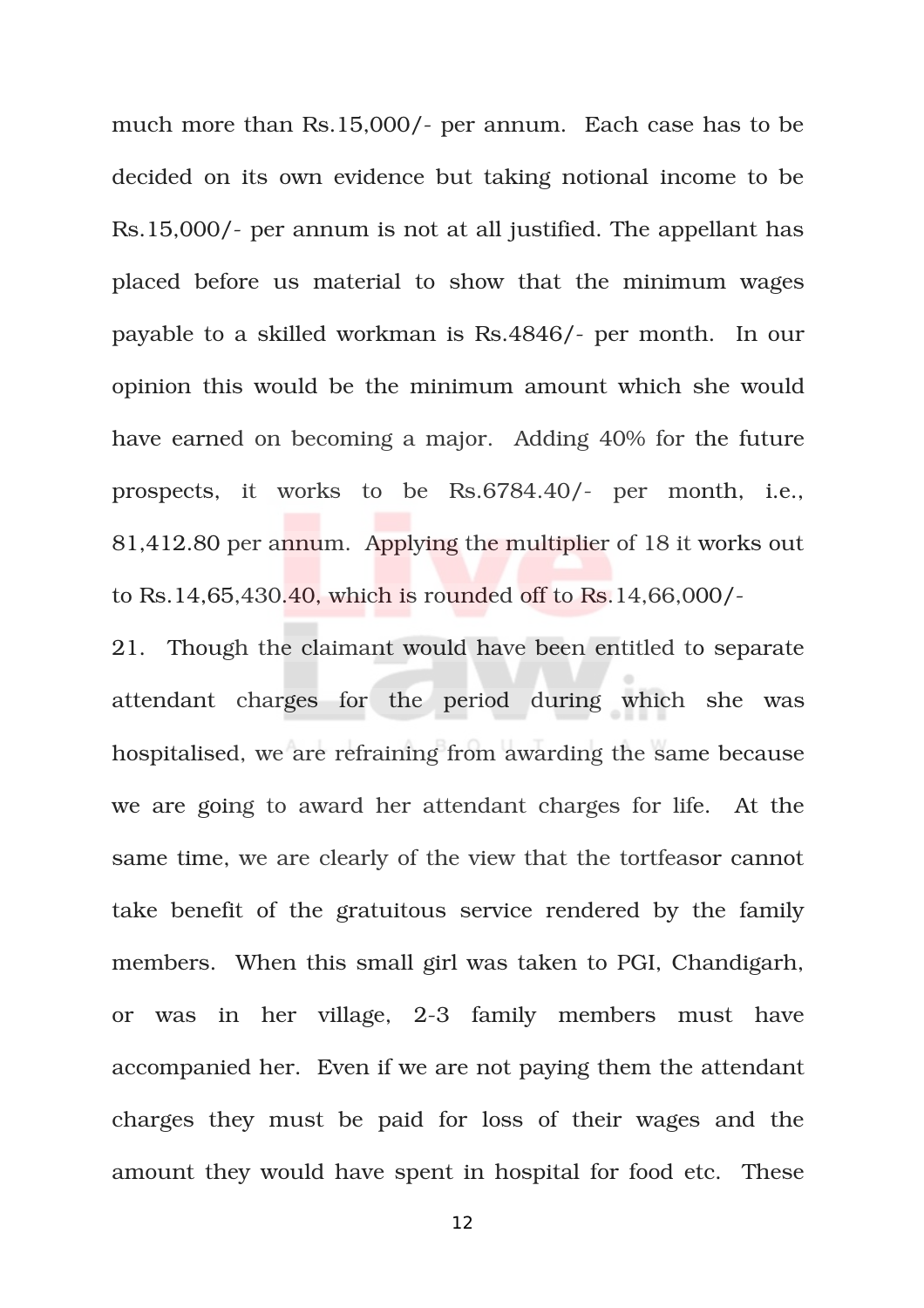much more than Rs.15,000/- per annum. Each case has to be decided on its own evidence but taking notional income to be Rs.15,000/- per annum is not at all justified. The appellant has placed before us material to show that the minimum wages payable to a skilled workman is Rs.4846/- per month. In our opinion this would be the minimum amount which she would have earned on becoming a major. Adding 40% for the future prospects, it works to be Rs.6784.40/- per month, i.e., 81,412.80 per annum. Applying the multiplier of 18 it works out to Rs.14,65,430.40, which is rounded off to Rs.14,66,000/-

21. Though the claimant would have been entitled to separate attendant charges for the period during which she was hospitalised, we are refraining from awarding the same because we are going to award her attendant charges for life. At the same time, we are clearly of the view that the tortfeasor cannot take benefit of the gratuitous service rendered by the family members. When this small girl was taken to PGI, Chandigarh, or was in her village, 2-3 family members must have accompanied her. Even if we are not paying them the attendant charges they must be paid for loss of their wages and the amount they would have spent in hospital for food etc. These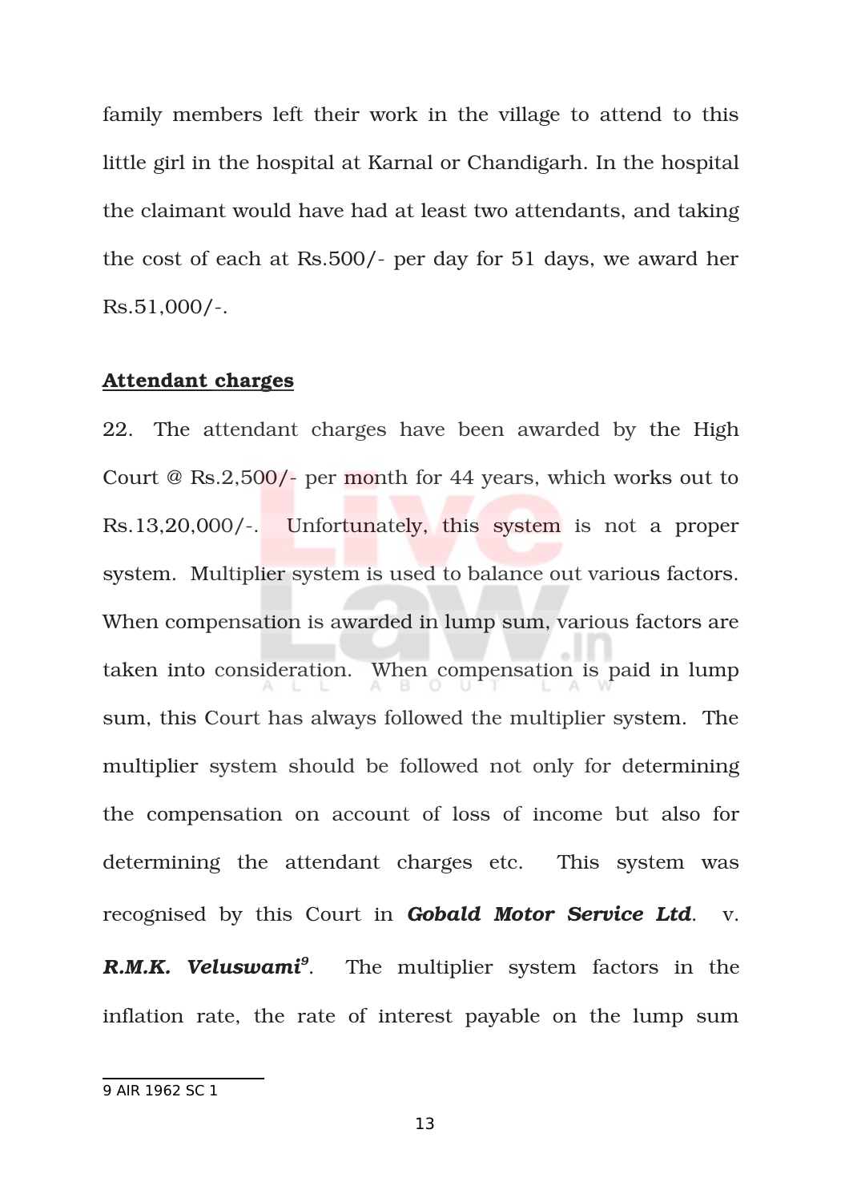family members left their work in the village to attend to this little girl in the hospital at Karnal or Chandigarh. In the hospital the claimant would have had at least two attendants, and taking the cost of each at Rs.500/- per day for 51 days, we award her Rs.51,000/-.

**<u>Attendant charges</u>**

22. The attendant charges have been awarded by the High Court @ Rs.2,500/- per month for 44 years, which works out to Rs.13,20,000/-. Unfortunately, this system is not a proper system. Multiplier system is used to balance out various factors. When compensation is awarded in lump sum, various factors are taken into consideration. When compensation is paid in lump sum, this Court has always followed the multiplier system. The multiplier system should be followed not only for determining the compensation on account of loss of income but also for determining the attendant charges etc. This system was recognised by this Court in ***Gobald Motor Service Ltd***. v. ***R.M.K. Veluswami***[9]. The multiplier system factors in the inflation rate, the rate of interest payable on the lump sum

---

9 AIR 1962 SC 1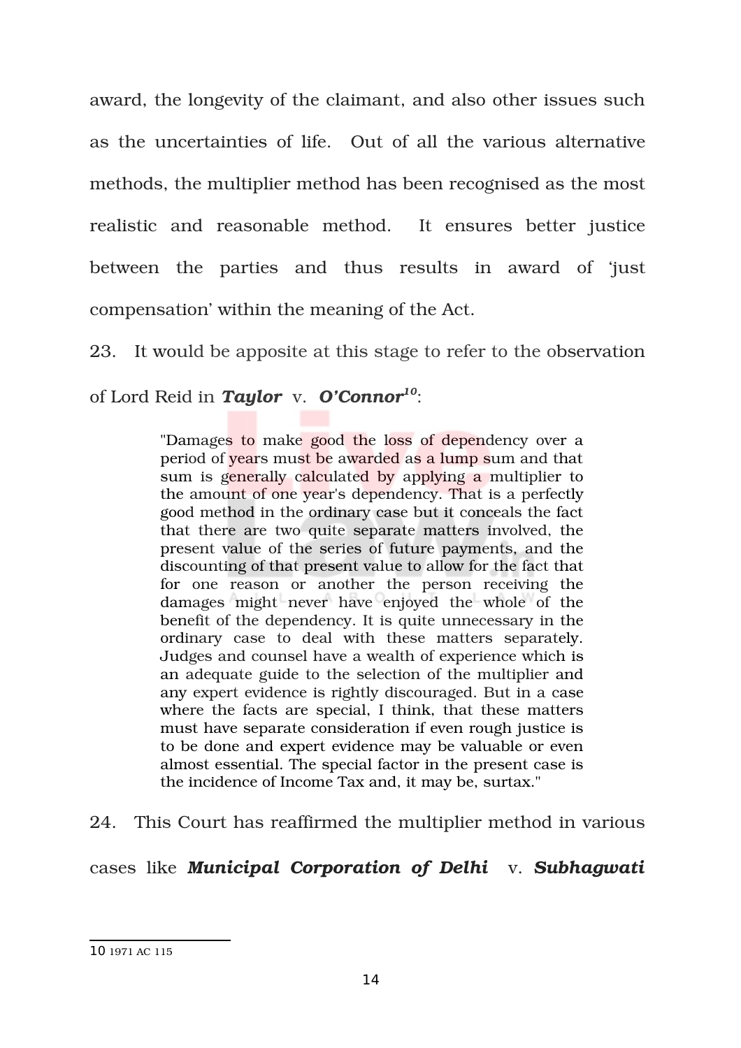award, the longevity of the claimant, and also other issues such as the uncertainties of life. Out of all the various alternative methods, the multiplier method has been recognised as the most realistic and reasonable method. It ensures better justice between the parties and thus results in award of 'just compensation' within the meaning of the Act.

23. It would be apposite at this stage to refer to the observation of Lord Reid in ***Taylor*** v. ***O'Connor***[10]:

> "Damages to make good the loss of dependency over a period of years must be awarded as a lump sum and that sum is generally calculated by applying a multiplier to the amount of one year's dependency. That is a perfectly good method in the ordinary case but it conceals the fact that there are two quite separate matters involved, the present value of the series of future payments, and the discounting of that present value to allow for the fact that for one reason or another the person receiving the damages might never have enjoyed the whole of the benefit of the dependency. It is quite unnecessary in the ordinary case to deal with these matters separately. Judges and counsel have a wealth of experience which is an adequate guide to the selection of the multiplier and any expert evidence is rightly discouraged. But in a case where the facts are special, I think, that these matters must have separate consideration if even rough justice is to be done and expert evidence may be valuable or even almost essential. The special factor in the present case is the incidence of Income Tax and, it may be, surtax."

24. This Court has reaffirmed the multiplier method in various cases like ***Municipal Corporation of Delhi*** v. ***Subhagwati***

---

10 1971 AC 115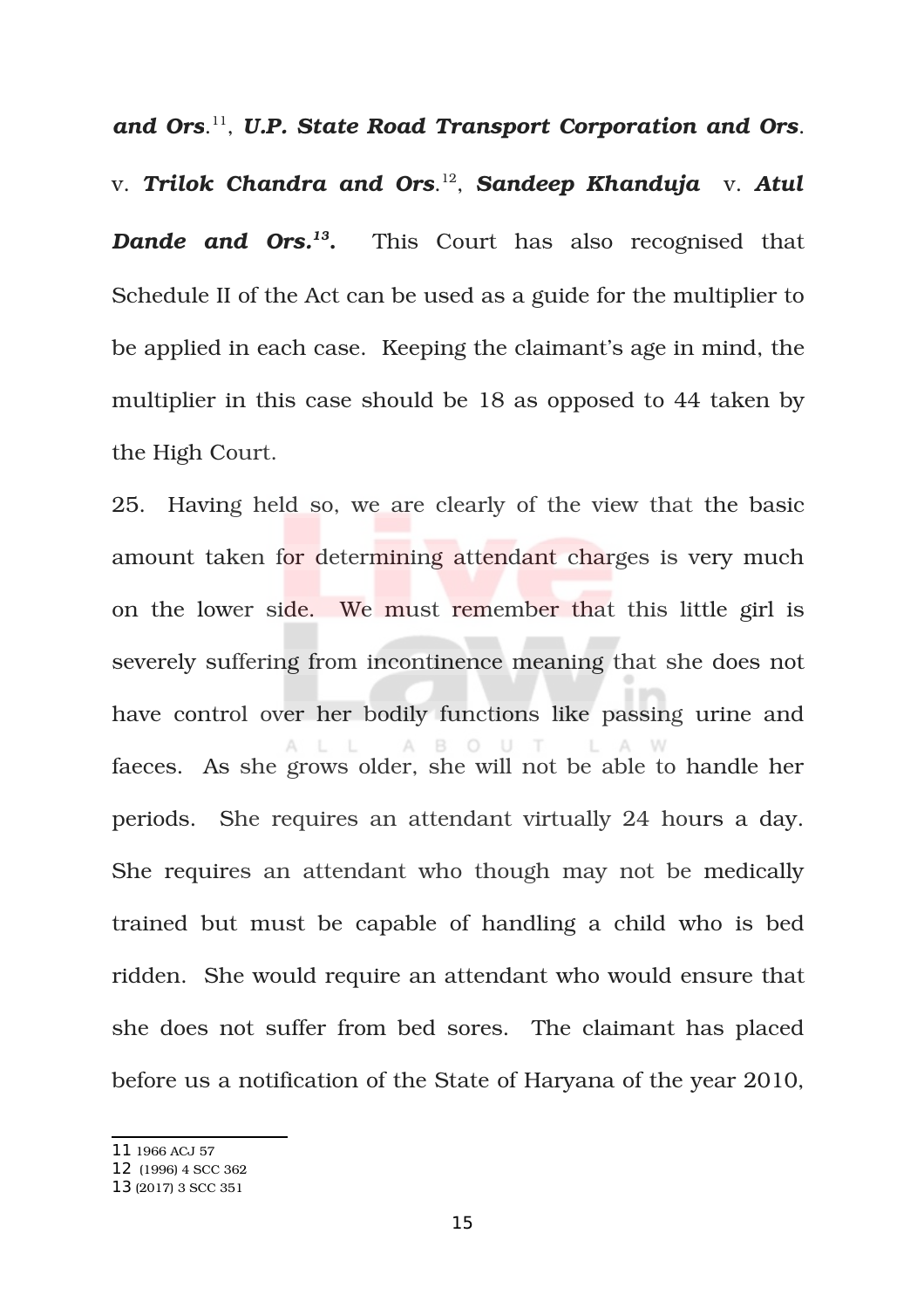***and Ors***.[11], ***U.P. State Road Transport Corporation and Ors***. v. ***Trilok Chandra and Ors***.[12], ***Sandeep Khanduja*** v. ***Atul Dande and Ors.***[13]. This Court has also recognised that Schedule II of the Act can be used as a guide for the multiplier to be applied in each case. Keeping the claimant's age in mind, the multiplier in this case should be 18 as opposed to 44 taken by the High Court.

25. Having held so, we are clearly of the view that the basic amount taken for determining attendant charges is very much on the lower side. We must remember that this little girl is severely suffering from incontinence meaning that she does not have control over her bodily functions like passing urine and faeces. As she grows older, she will not be able to handle her periods. She requires an attendant virtually 24 hours a day. She requires an attendant who though may not be medically trained but must be capable of handling a child who is bed ridden. She would require an attendant who would ensure that she does not suffer from bed sores. The claimant has placed before us a notification of the State of Haryana of the year 2010,

---

11 1966 ACJ 57

12 (1996) 4 SCC 362

13 (2017) 3 SCC 351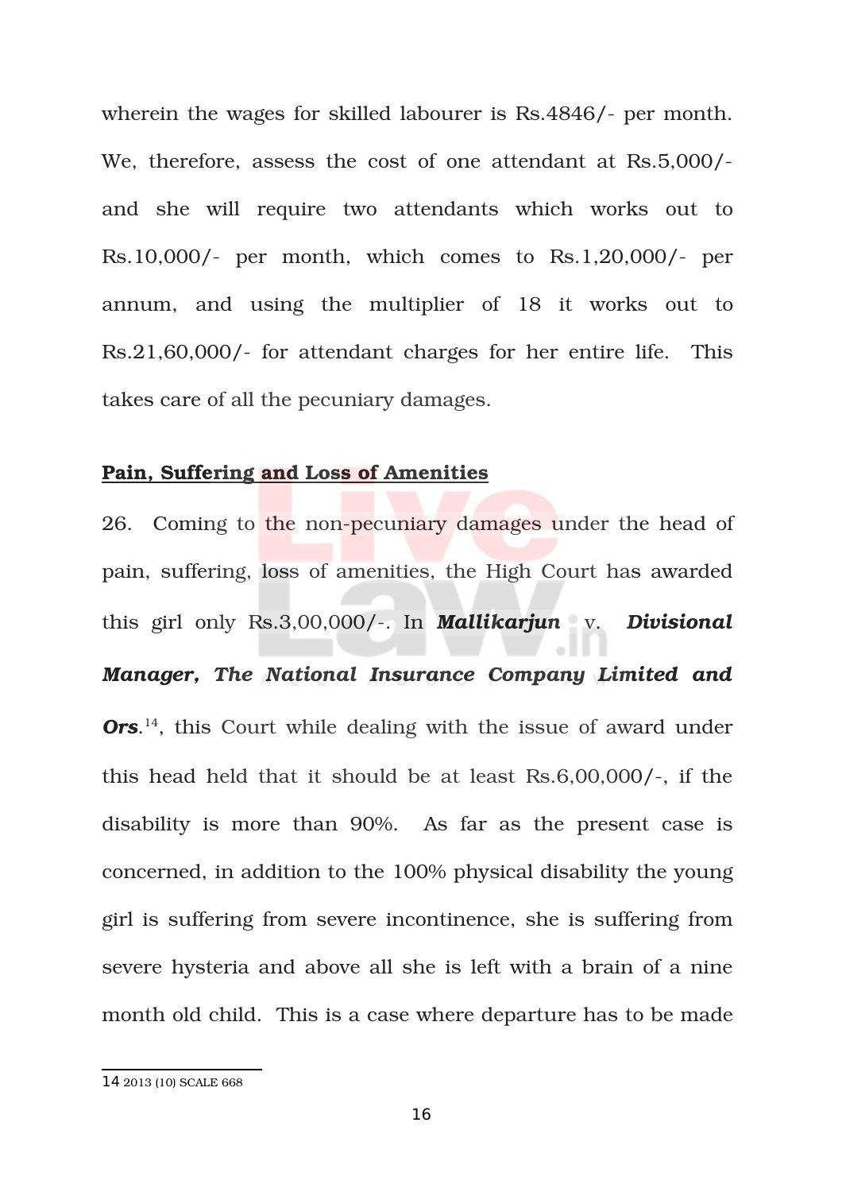wherein the wages for skilled labourer is Rs.4846/- per month. We, therefore, assess the cost of one attendant at Rs.5,000/- and she will require two attendants which works out to Rs.10,000/- per month, which comes to Rs.1,20,000/- per annum, and using the multiplier of 18 it works out to Rs.21,60,000/- for attendant charges for her entire life. This takes care of all the pecuniary damages.

**Pain, Suffering and Loss of Amenities**

26. Coming to the non-pecuniary damages under the head of pain, suffering, loss of amenities, the High Court has awarded this girl only Rs.3,00,000/-. In ***Mallikarjun*** v. ***Divisional Manager, The National Insurance Company Limited and Ors.***[14], this Court while dealing with the issue of award under this head held that it should be at least Rs.6,00,000/-, if the disability is more than 90%. As far as the present case is concerned, in addition to the 100% physical disability the young girl is suffering from severe incontinence, she is suffering from severe hysteria and above all she is left with a brain of a nine month old child. This is a case where departure has to be made

---

14 2013 (10) SCALE 668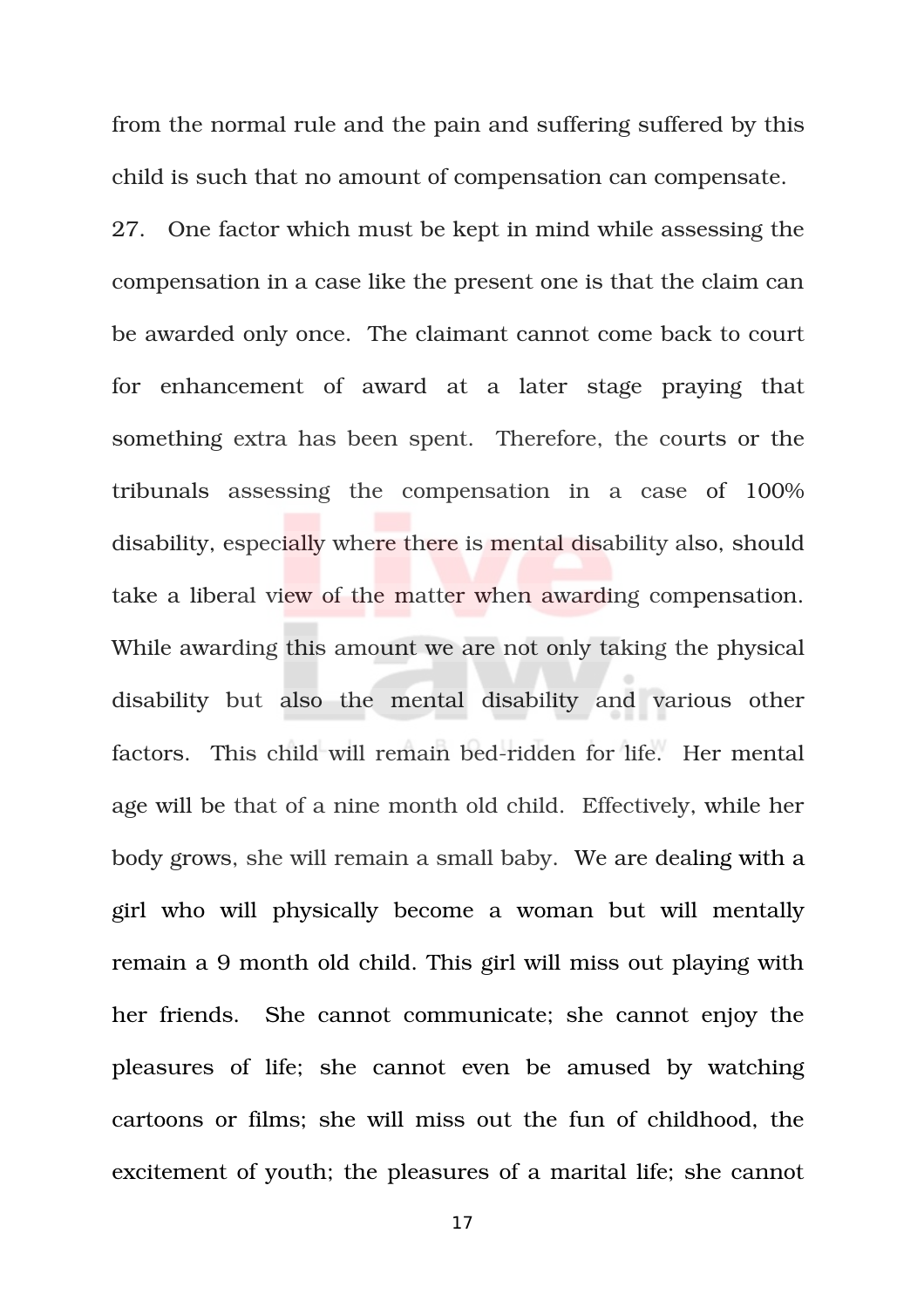from the normal rule and the pain and suffering suffered by this child is such that no amount of compensation can compensate.

27. One factor which must be kept in mind while assessing the compensation in a case like the present one is that the claim can be awarded only once. The claimant cannot come back to court for enhancement of award at a later stage praying that something extra has been spent. Therefore, the courts or the tribunals assessing the compensation in a case of 100% disability, especially where there is mental disability also, should take a liberal view of the matter when awarding compensation. While awarding this amount we are not only taking the physical disability but also the mental disability and various other factors. This child will remain bed-ridden for life. Her mental age will be that of a nine month old child. Effectively, while her body grows, she will remain a small baby. We are dealing with a girl who will physically become a woman but will mentally remain a 9 month old child. This girl will miss out playing with her friends. She cannot communicate; she cannot enjoy the pleasures of life; she cannot even be amused by watching cartoons or films; she will miss out the fun of childhood, the excitement of youth; the pleasures of a marital life; she cannot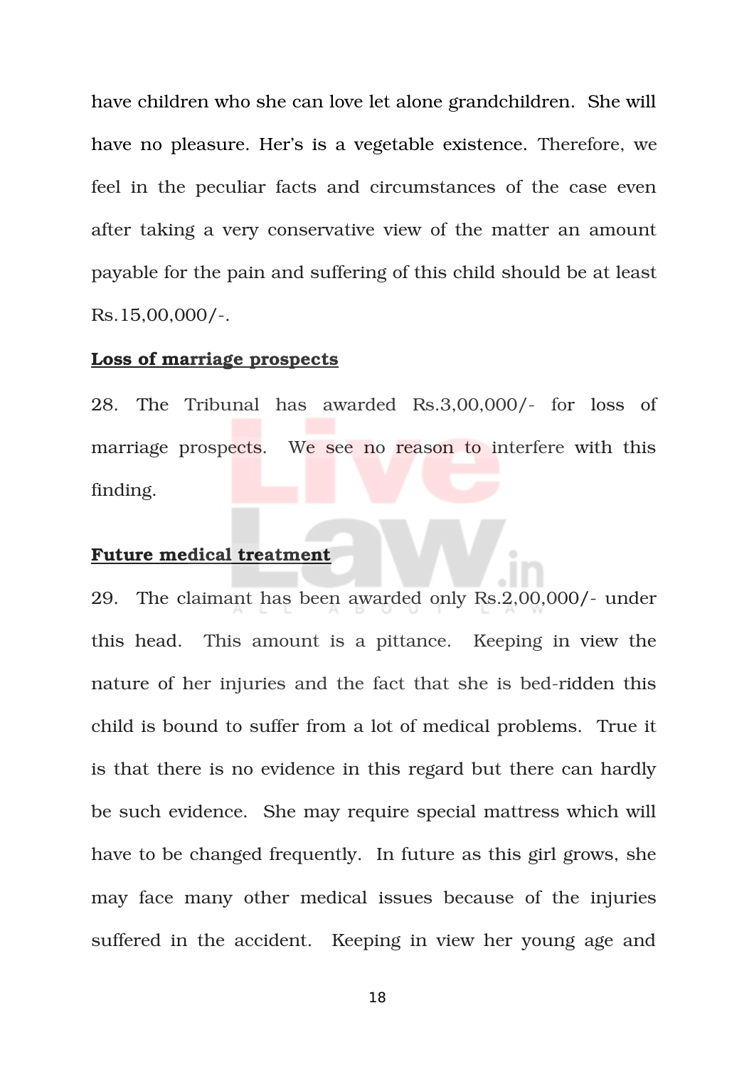have children who she can love let alone grandchildren. She will have no pleasure. Her's is a vegetable existence. Therefore, we feel in the peculiar facts and circumstances of the case even after taking a very conservative view of the matter an amount payable for the pain and suffering of this child should be at least Rs.15,00,000/-.

**Loss of marriage prospects**

28. The Tribunal has awarded Rs.3,00,000/- for loss of marriage prospects. We see no reason to interfere with this finding.

**Future medical treatment**

29. The claimant has been awarded only Rs.2,00,000/- under this head. This amount is a pittance. Keeping in view the nature of her injuries and the fact that she is bed-ridden this child is bound to suffer from a lot of medical problems. True it is that there is no evidence in this regard but there can hardly be such evidence. She may require special mattress which will have to be changed frequently. In future as this girl grows, she may face many other medical issues because of the injuries suffered in the accident. Keeping in view her young age and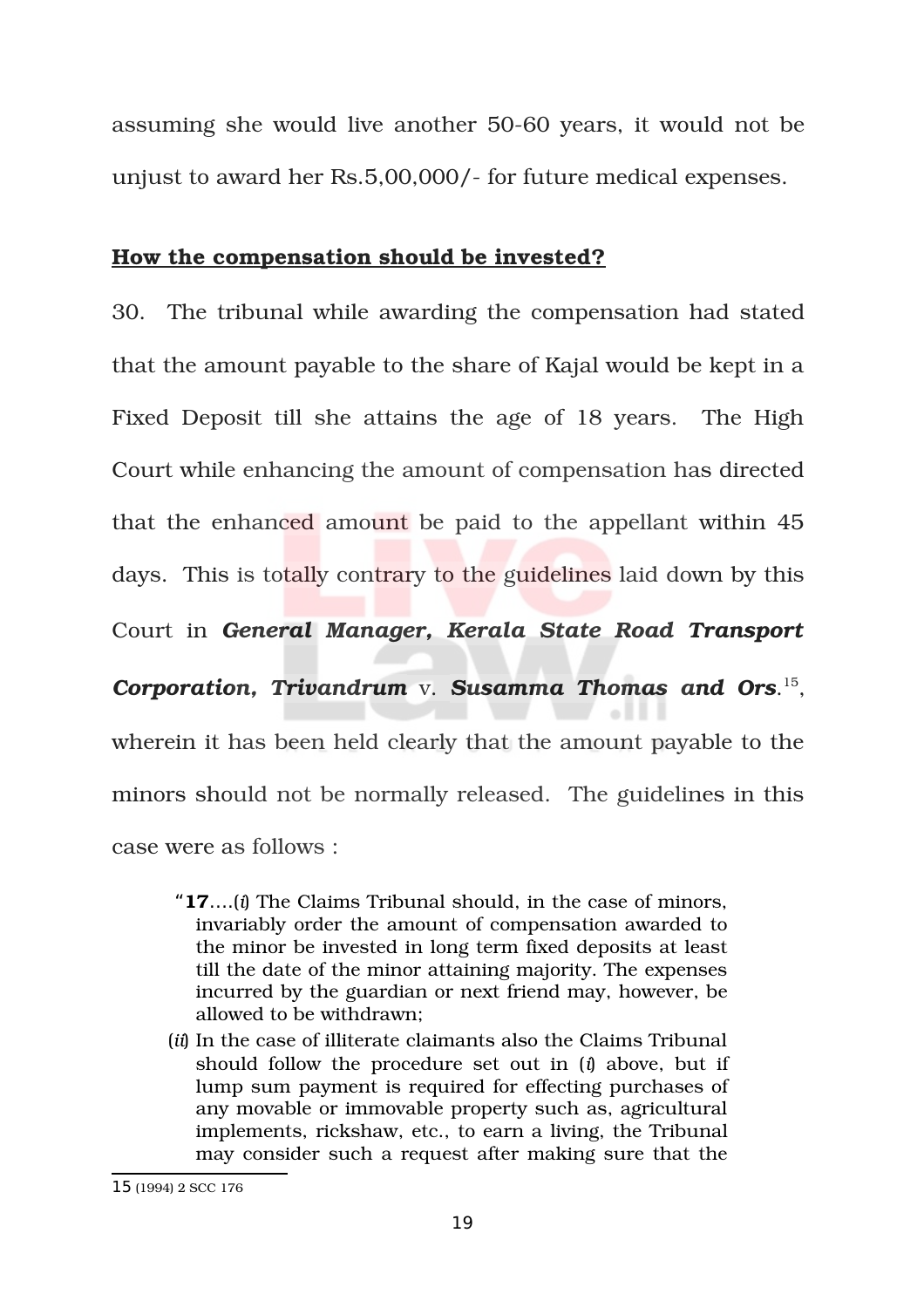assuming she would live another 50-60 years, it would not be unjust to award her Rs.5,00,000/- for future medical expenses.

**How the compensation should be invested?**

30. The tribunal while awarding the compensation had stated that the amount payable to the share of Kajal would be kept in a Fixed Deposit till she attains the age of 18 years. The High Court while enhancing the amount of compensation has directed that the enhanced amount be paid to the appellant within 45 days. This is totally contrary to the guidelines laid down by this Court in ***General Manager, Kerala State Road Transport Corporation, Trivandrum*** v. ***Susamma Thomas and Ors***.[15], wherein it has been held clearly that the amount payable to the minors should not be normally released. The guidelines in this case were as follows :

> "**17**….(*i*) The Claims Tribunal should, in the case of minors, invariably order the amount of compensation awarded to the minor be invested in long term fixed deposits at least till the date of the minor attaining majority. The expenses incurred by the guardian or next friend may, however, be allowed to be withdrawn;
>
> (*ii*) In the case of illiterate claimants also the Claims Tribunal should follow the procedure set out in (*i*) above, but if lump sum payment is required for effecting purchases of any movable or immovable property such as, agricultural implements, rickshaw, etc., to earn a living, the Tribunal may consider such a request after making sure that the

---

15 (1994) 2 SCC 176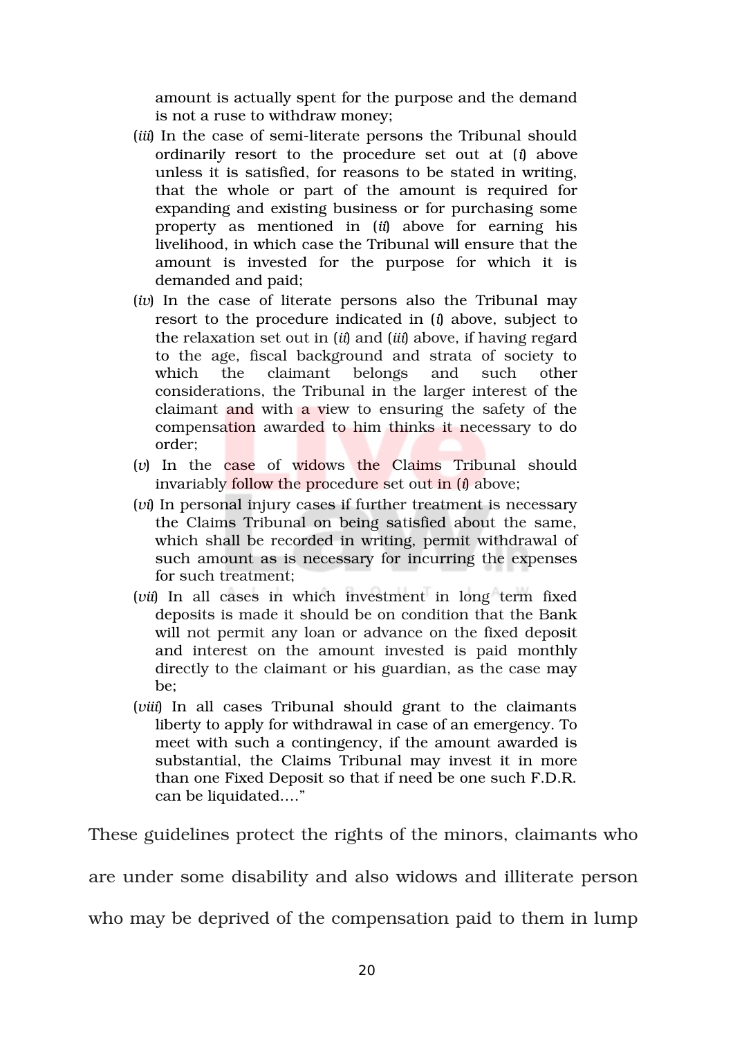amount is actually spent for the purpose and the demand is not a ruse to withdraw money;

(*iii*) In the case of semi-literate persons the Tribunal should ordinarily resort to the procedure set out at (*i*) above unless it is satisfied, for reasons to be stated in writing, that the whole or part of the amount is required for expanding and existing business or for purchasing some property as mentioned in (*ii*) above for earning his livelihood, in which case the Tribunal will ensure that the amount is invested for the purpose for which it is demanded and paid;

(*iv*) In the case of literate persons also the Tribunal may resort to the procedure indicated in (*i*) above, subject to the relaxation set out in (*ii*) and (*iii*) above, if having regard to the age, fiscal background and strata of society to which the claimant belongs and such other considerations, the Tribunal in the larger interest of the claimant and with a view to ensuring the safety of the compensation awarded to him thinks it necessary to do order;

(*v*) In the case of widows the Claims Tribunal should invariably follow the procedure set out in (*i*) above;

(*vi*) In personal injury cases if further treatment is necessary the Claims Tribunal on being satisfied about the same, which shall be recorded in writing, permit withdrawal of such amount as is necessary for incurring the expenses for such treatment;

(*vii*) In all cases in which investment in long term fixed deposits is made it should be on condition that the Bank will not permit any loan or advance on the fixed deposit and interest on the amount invested is paid monthly directly to the claimant or his guardian, as the case may be;

(*viii*) In all cases Tribunal should grant to the claimants liberty to apply for withdrawal in case of an emergency. To meet with such a contingency, if the amount awarded is substantial, the Claims Tribunal may invest it in more than one Fixed Deposit so that if need be one such F.D.R. can be liquidated…."

These guidelines protect the rights of the minors, claimants who are under some disability and also widows and illiterate person who may be deprived of the compensation paid to them in lump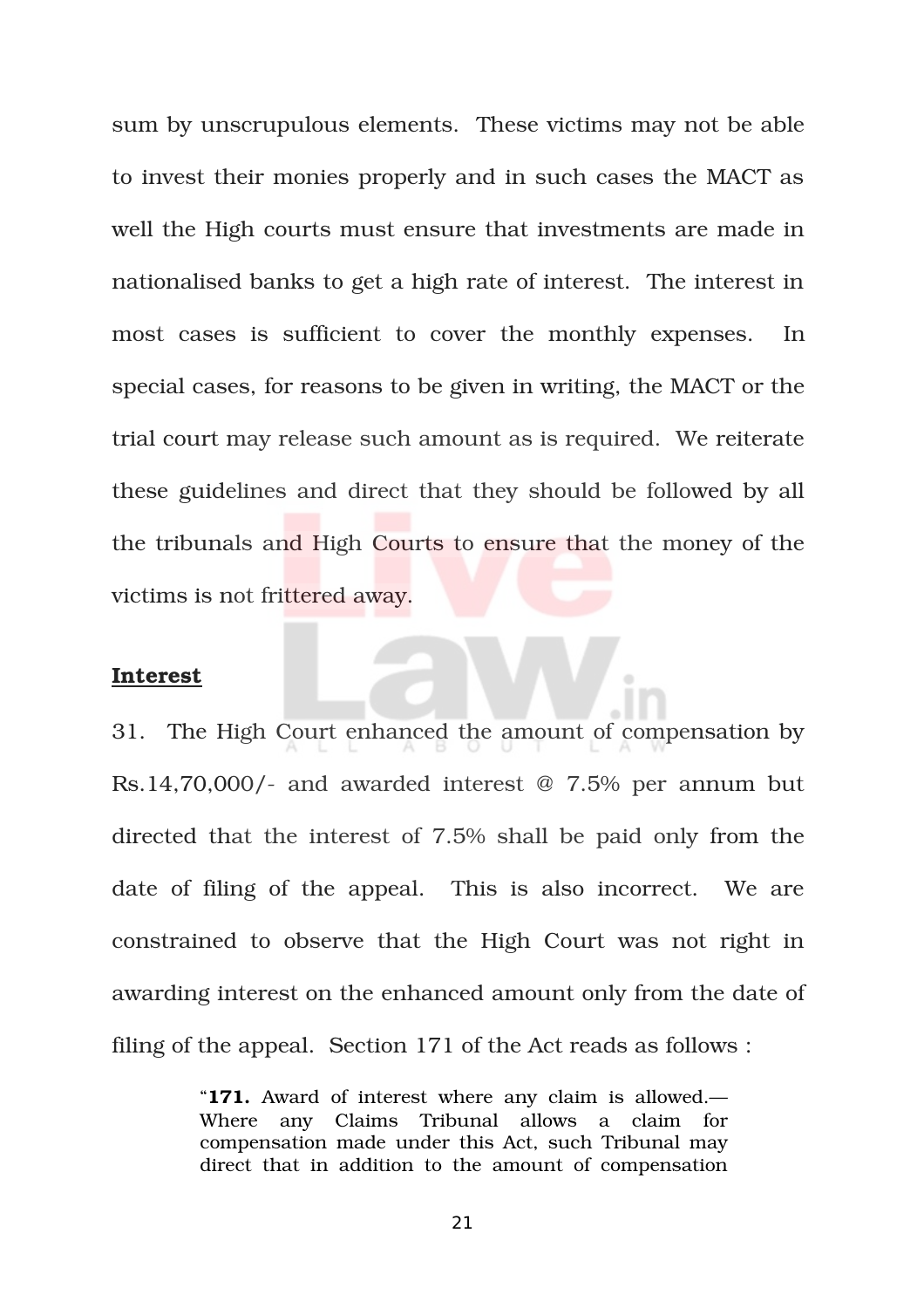sum by unscrupulous elements. These victims may not be able to invest their monies properly and in such cases the MACT as well the High courts must ensure that investments are made in nationalised banks to get a high rate of interest. The interest in most cases is sufficient to cover the monthly expenses. In special cases, for reasons to be given in writing, the MACT or the trial court may release such amount as is required. We reiterate these guidelines and direct that they should be followed by all the tribunals and High Courts to ensure that the money of the victims is not frittered away.

**<u>Interest</u>**

31. The High Court enhanced the amount of compensation by Rs.14,70,000/- and awarded interest @ 7.5% per annum but directed that the interest of 7.5% shall be paid only from the date of filing of the appeal. This is also incorrect. We are constrained to observe that the High Court was not right in awarding interest on the enhanced amount only from the date of filing of the appeal. Section 171 of the Act reads as follows :

> "**171.** Award of interest where any claim is allowed.— Where any Claims Tribunal allows a claim for compensation made under this Act, such Tribunal may direct that in addition to the amount of compensation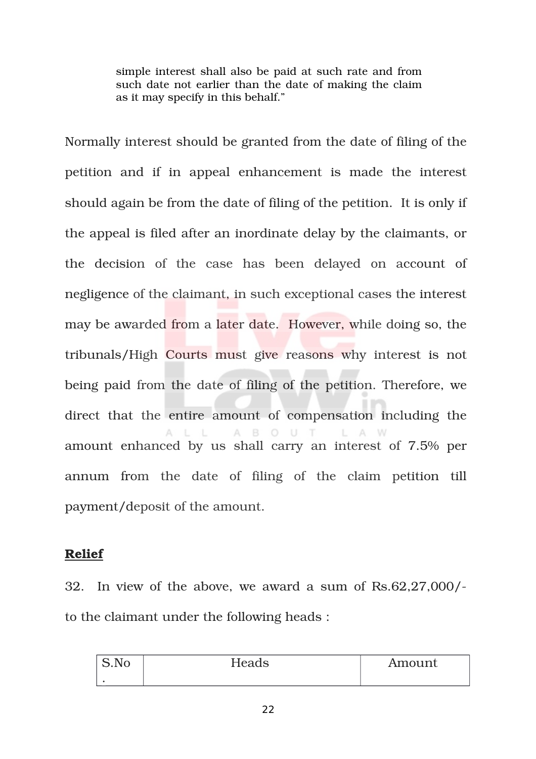> simple interest shall also be paid at such rate and from such date not earlier than the date of making the claim as it may specify in this behalf."

Normally interest should be granted from the date of filing of the petition and if in appeal enhancement is made the interest should again be from the date of filing of the petition. It is only if the appeal is filed after an inordinate delay by the claimants, or the decision of the case has been delayed on account of negligence of the claimant, in such exceptional cases the interest may be awarded from a later date. However, while doing so, the tribunals/High Courts must give reasons why interest is not being paid from the date of filing of the petition. Therefore, we direct that the entire amount of compensation including the amount enhanced by us shall carry an interest of 7.5% per annum from the date of filing of the claim petition till payment/deposit of the amount.

**<u>Relief</u>**

32. In view of the above, we award a sum of Rs.62,27,000/- to the claimant under the following heads :

| S.No. | Heads | Amount |
|---|---|---|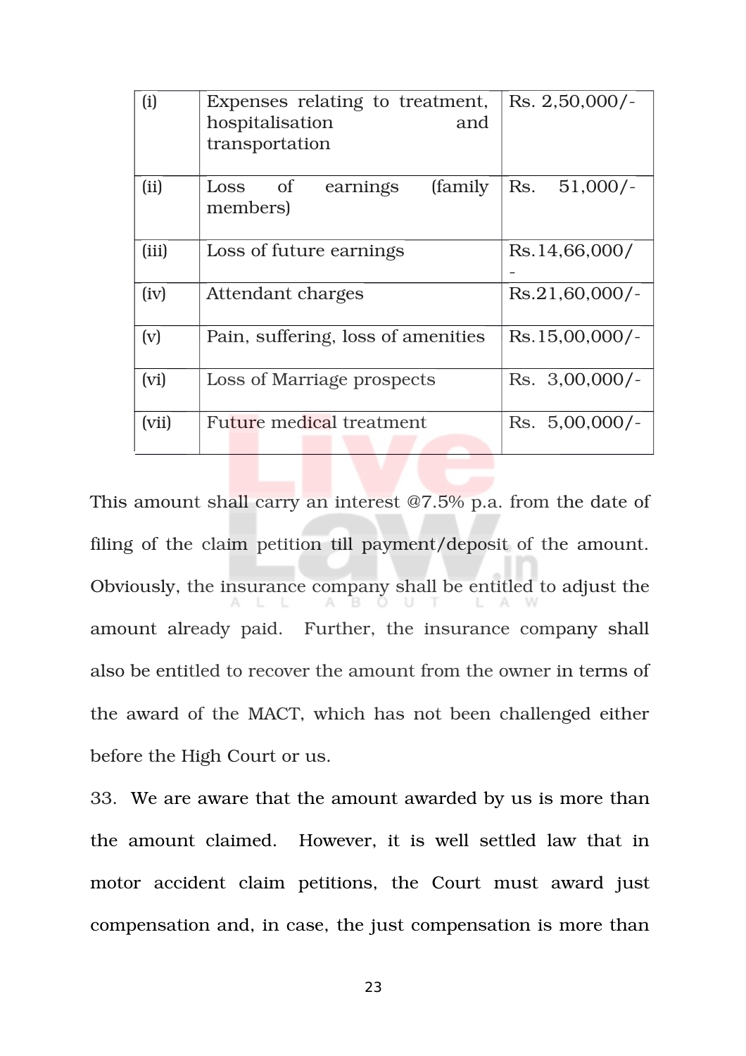| | | |
|---|---|---|
| (i) | Expenses relating to treatment, hospitalisation and transportation | Rs. 2,50,000/- |
| (ii) | Loss of earnings (family members) | Rs. 51,000/- |
| (iii) | Loss of future earnings | Rs.14,66,000/- |
| (iv) | Attendant charges | Rs.21,60,000/- |
| (v) | Pain, suffering, loss of amenities | Rs.15,00,000/- |
| (vi) | Loss of Marriage prospects | Rs. 3,00,000/- |
| (vii) | Future medical treatment | Rs. 5,00,000/- |

This amount shall carry an interest @7.5% p.a. from the date of filing of the claim petition till payment/deposit of the amount. Obviously, the insurance company shall be entitled to adjust the amount already paid. Further, the insurance company shall also be entitled to recover the amount from the owner in terms of the award of the MACT, which has not been challenged either before the High Court or us.

33. We are aware that the amount awarded by us is more than the amount claimed. However, it is well settled law that in motor accident claim petitions, the Court must award just compensation and, in case, the just compensation is more than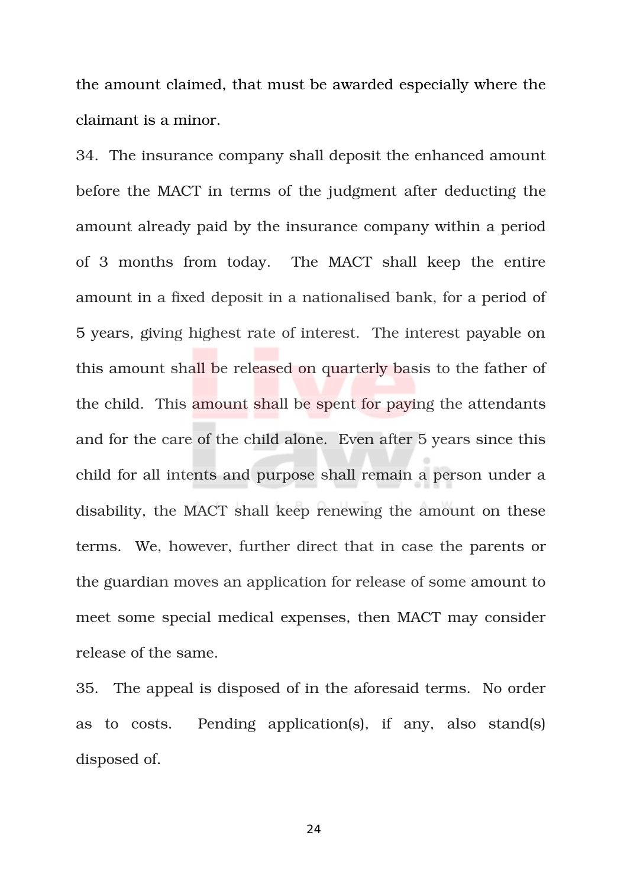the amount claimed, that must be awarded especially where the claimant is a minor.

34. The insurance company shall deposit the enhanced amount before the MACT in terms of the judgment after deducting the amount already paid by the insurance company within a period of 3 months from today. The MACT shall keep the entire amount in a fixed deposit in a nationalised bank, for a period of 5 years, giving highest rate of interest. The interest payable on this amount shall be released on quarterly basis to the father of the child. This amount shall be spent for paying the attendants and for the care of the child alone. Even after 5 years since this child for all intents and purpose shall remain a person under a disability, the MACT shall keep renewing the amount on these terms. We, however, further direct that in case the parents or the guardian moves an application for release of some amount to meet some special medical expenses, then MACT may consider release of the same.

35. The appeal is disposed of in the aforesaid terms. No order as to costs. Pending application(s), if any, also stand(s) disposed of.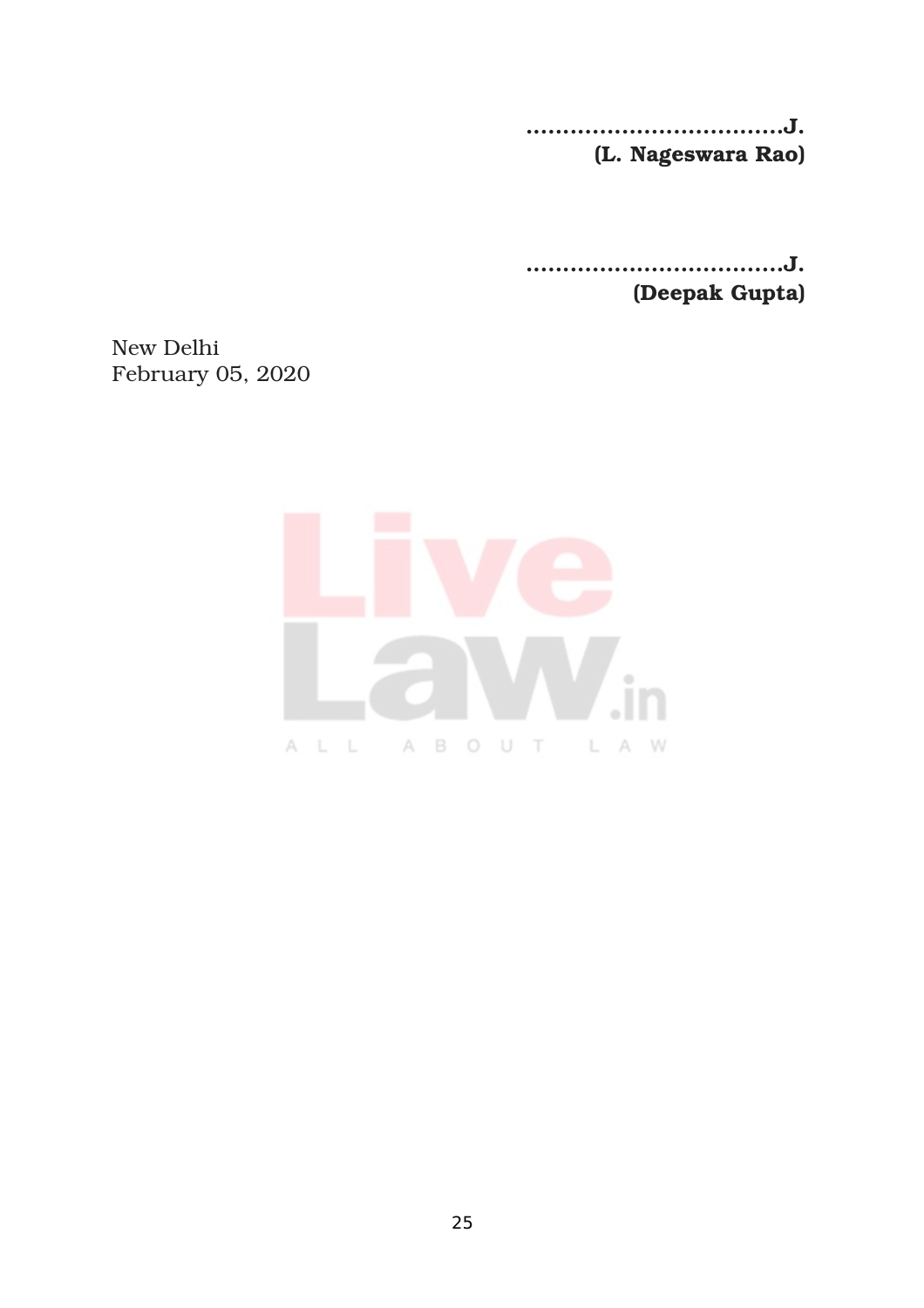**..................................J.**
**(L. Nageswara Rao)**

**..................................J.**
**(Deepak Gupta)**

New Delhi
February 05, 2020